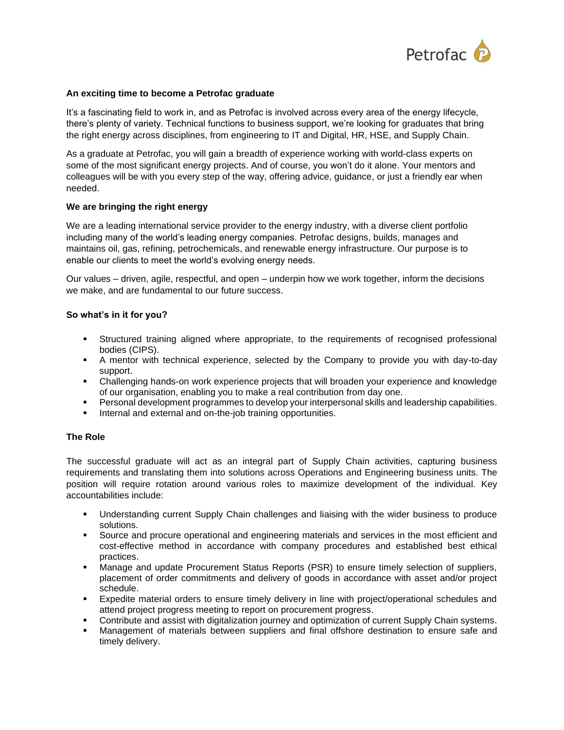### An exciting time to become a Petrofac graduate

It's a fascinating field to work in, and as Petrofac is involved across every area of the energy lifecycle, there's plenty of variety. Technical functions to business support, we're looking for graduates that bring the right energy across disciplines, from engineering to IT and Digital, HR, HSE, and Supply Chain.

As a graduate at Petrofac, you will gain a breadth of experience working with world-class experts on some of the most significant energy projects. And of course, you won't do it alone. Your mentors and colleagues will be with you every step of the way, offering advice, guidance, or just a friendly ear when needed.

### We are bringing the right energy

We are a leading international service provider to the energy industry, with a diverse client portfolio including many of the world's leading energy companies. Petrofac designs, builds, manages and maintains oil, gas, refining, petrochemicals, and renewable energy infrastructure. Our purpose is to enable our clients to meet the world's evolving energy needs.

Our values – driven, agile, respectful, and open – underpin how we work together, inform the decisions we make, and are fundamental to our future success.

### So what's in it for you?

- Structured training aligned where appropriate, to the requirements of recognised professional bodies (CIPS).
- A mentor with technical experience, selected by the Company to provide you with day-to-day support.
- Challenging hands-on work experience projects that will broaden your experience and knowledge of our organisation, enabling you to make a real contribution from day one.
- Personal development programmes to develop your interpersonal skills and leadership capabilities.
- Internal and external and on-the-job training opportunities.

### The Role

The successful graduate will act as an integral part of Supply Chain activities, capturing business requirements and translating them into solutions across Operations and Engineering business units. The position will require rotation around various roles to maximize development of the individual. Key accountabilities include:

- Understanding current Supply Chain challenges and liaising with the wider business to produce solutions.
- Source and procure operational and engineering materials and services in the most efficient and cost-effective method in accordance with company procedures and established best ethical practices.
- Manage and update Procurement Status Reports (PSR) to ensure timely selection of suppliers, placement of order commitments and delivery of goods in accordance with asset and/or project schedule.
- Expedite material orders to ensure timely delivery in line with project/operational schedules and attend project progress meeting to report on procurement progress.
- Contribute and assist with digitalization journey and optimization of current Supply Chain systems.
- Management of materials between suppliers and final offshore destination to ensure safe and timely delivery.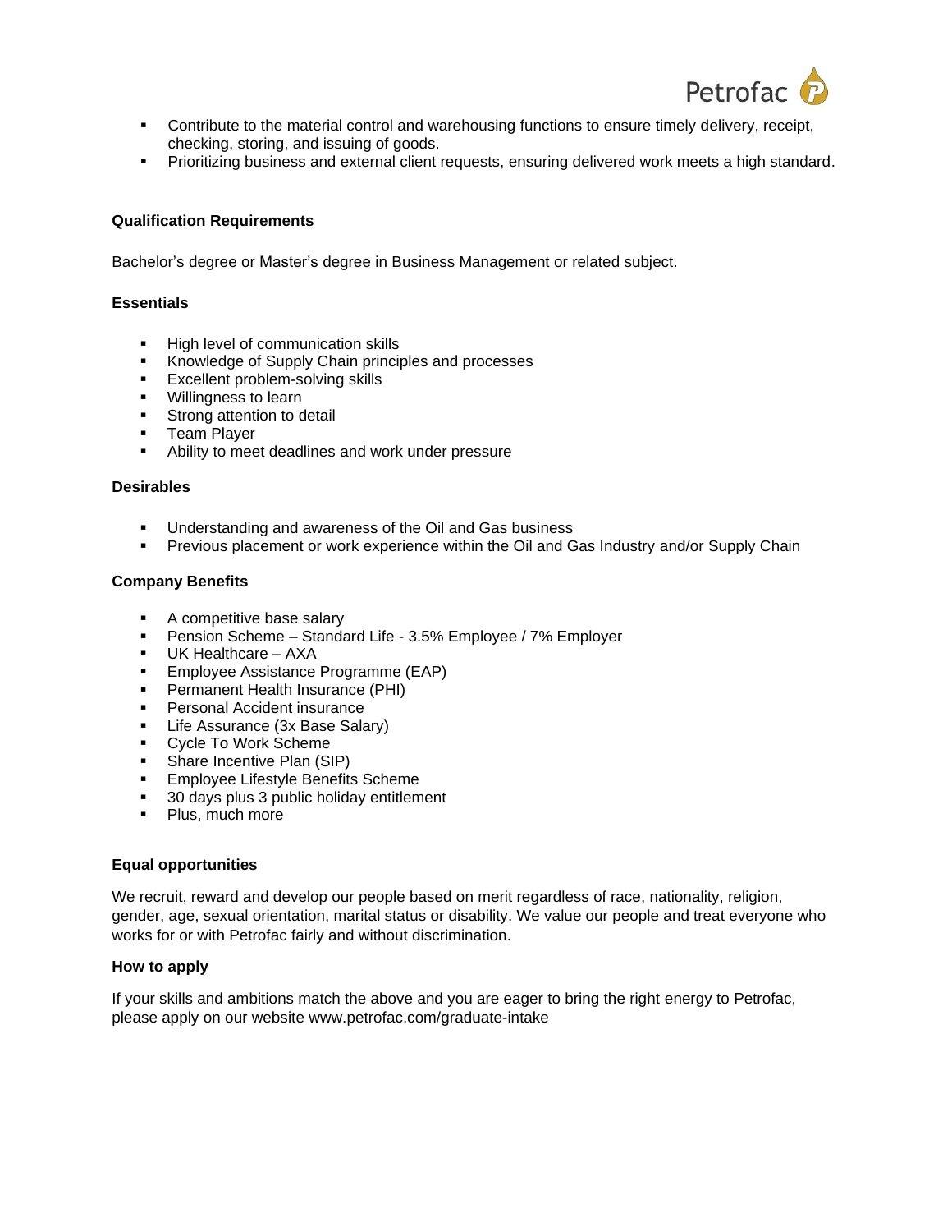- Contribute to the material control and warehousing functions to ensure timely delivery, receipt, checking, storing, and issuing of goods.
- Prioritizing business and external client requests, ensuring delivered work meets a high standard.

**Qualification Requirements**

Bachelor's degree or Master's degree in Business Management or related subject.

**Essentials**

- High level of communication skills
- Knowledge of Supply Chain principles and processes
- Excellent problem-solving skills
- Willingness to learn
- Strong attention to detail
- Team Player
- Ability to meet deadlines and work under pressure

**Desirables**

- Understanding and awareness of the Oil and Gas business
- Previous placement or work experience within the Oil and Gas Industry and/or Supply Chain

**Company Benefits**

- A competitive base salary
- Pension Scheme – Standard Life - 3.5% Employee / 7% Employer
- UK Healthcare – AXA
- Employee Assistance Programme (EAP)
- Permanent Health Insurance (PHI)
- Personal Accident insurance
- Life Assurance (3x Base Salary)
- Cycle To Work Scheme
- Share Incentive Plan (SIP)
- Employee Lifestyle Benefits Scheme
- 30 days plus 3 public holiday entitlement
- Plus, much more

**Equal opportunities**

We recruit, reward and develop our people based on merit regardless of race, nationality, religion, gender, age, sexual orientation, marital status or disability. We value our people and treat everyone who works for or with Petrofac fairly and without discrimination.

**How to apply**

If your skills and ambitions match the above and you are eager to bring the right energy to Petrofac, please apply on our website www.petrofac.com/graduate-intake